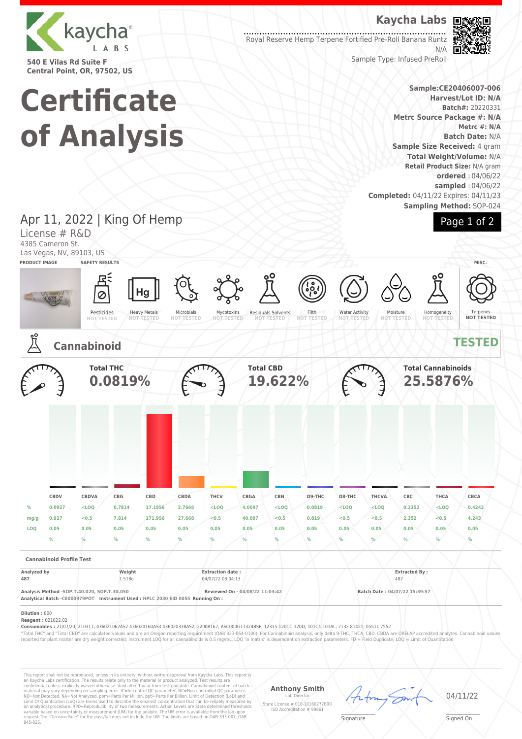**Kaycha Labs**

Royal Reserve Hemp Terpene Fortified Pre-Roll Banana Runtz
N/A
Sample Type: Infused PreRoll

540 E Vilas Rd Suite F
Central Point, OR, 97502, US

# Certificate of Analysis

**Sample:** CE20406007-006
**Harvest/Lot ID:** N/A
**Batch#:** 20220331
**Metrc Source Package #:** N/A
**Metrc #:** N/A
**Batch Date:** N/A
**Sample Size Received:** 4 gram
**Total Weight/Volume:** N/A
**Retail Product Size:** N/A gram
**ordered** : 04/06/22
**sampled** : 04/06/22
**Completed:** 04/11/22 Expires: 04/11/23
**Sampling Method:** SOP-024

## Apr 11, 2022 | King Of Hemp

License # R&D
4385 Cameron St.
Las Vegas, NV, 89103, US

**PRODUCT IMAGE** | **SAFETY RESULTS** | **MISC.**

| Pesticides | Heavy Metals | Microbials | Mycotoxins | Residuals Solvents | Filth | Water Activity | Moisture | Homogeneity | Terpenes |
|---|---|---|---|---|---|---|---|---|---|
| NOT TESTED | NOT TESTED | NOT TESTED | NOT TESTED | NOT TESTED | NOT TESTED | NOT TESTED | NOT TESTED | NOT TESTED | NOT TESTED |

## Cannabinoid — TESTED

**Total THC** 0.0819%
**Total CBD** 19.622%
**Total Cannabinoids** 25.5876%

| | CBDV | CBDVA | CBG | CBD | CBDA | THCV | CBGA | CBN | D9-THC | D8-THC | THCVA | CBC | THCA | CBCA |
|---|---|---|---|---|---|---|---|---|---|---|---|---|---|---|
| % | 0.0927 | <LOQ | 0.7814 | 17.1956 | 2.7668 | <LOQ | 4.0097 | <LOQ | 0.0819 | <LOQ | <LOQ | 0.2352 | <LOQ | 0.4243 |
| mg/g | 0.927 | <0.5 | 7.814 | 171.956 | 27.668 | <0.5 | 40.097 | <0.5 | 0.819 | <0.5 | <0.5 | 2.352 | <0.5 | 4.243 |
| LOQ | 0.05 | 0.05 | 0.05 | 0.05 | 0.05 | 0.05 | 0.05 | 0.05 | 0.05 | 0.05 | 0.05 | 0.05 | 0.05 | 0.05 |
| | % | % | % | % | % | % | % | % | % | % | % | % | % | % |

**Cannabinoid Profile Test**

| Analyzed by | Weight | Extraction date : | Extracted By : |
|---|---|---|---|
| 487 | 1.518g | 04/07/22 03:04:13 | 487 |

**Analysis Method** -SOP.T.40.020, SOP.T.30.050 **Reviewed On** - 04/08/22 11:03:42 **Batch Date :** 04/07/22 15:39:57
**Analytical Batch** -CE000979POT **Instrument Used :** HPLC 2030 EID 0055 **Running On :**

**Dilution :** 800
**Reagent :** 021022.02
**Consumables :** 21/07/20; 210317; 436021062AS2 436020160AS3 436020338AS2; 22008167; ASC000G11324BSF; 12315-120CC-120D; 101C4-101AL; 2132 81421; 05511 7552

"Total THC" and "Total CBD" are calculated values and are an Oregon reporting requirement (OAR 333-064-0100). For Cannabinoid analysis, only delta 9-THC, THCA, CBD, CBDA are ORELAP accredited analytes. Cannabinoid values reported for plant matter are dry weight corrected; Instrument LOQ for all cannabinoids is 0.5 mg/mL, LOQ 'in matrix' is dependent on extraction parameters. FD = Field Duplicate; LOQ = Limit of Quantitation.

This report shall not be reproduced, unless in its entirety, without written approval from Kaycha Labs. This report is an Kaycha Labs certification. The results relate only to the material or product analyzed. Test results are confidential unless explicitly waived otherwise. Void after 1 year from test end date. Cannabinoid content of batch material may vary depending on sampling error. IC=In-control QC parameter, NC=Non-controlled QC parameter, ND=Not Detected, NA=Not Analyzed, ppm=Parts Per Million, ppb=Parts Per Billion. Limit of Detection (LoD) and Limit Of Quantitation (LoQ) are terms used to describe the smallest concentration that can be reliably measured by an analytical procedure. RPD=Reproducibility of two measurements. Action Levels are State determined thresholds variable based on uncertainty of measurement (UM) for the analyte. The UM error is available from the lab upon request.The "Decision Rule" for the pass/fail does not include the UM. The limits are based on OAR 333-007, OAR 845-025.

**Anthony Smith**
Lab Director
State License # 010-10166277B9D
ISO Accreditation # 99861

Signature

04/11/22
Signed On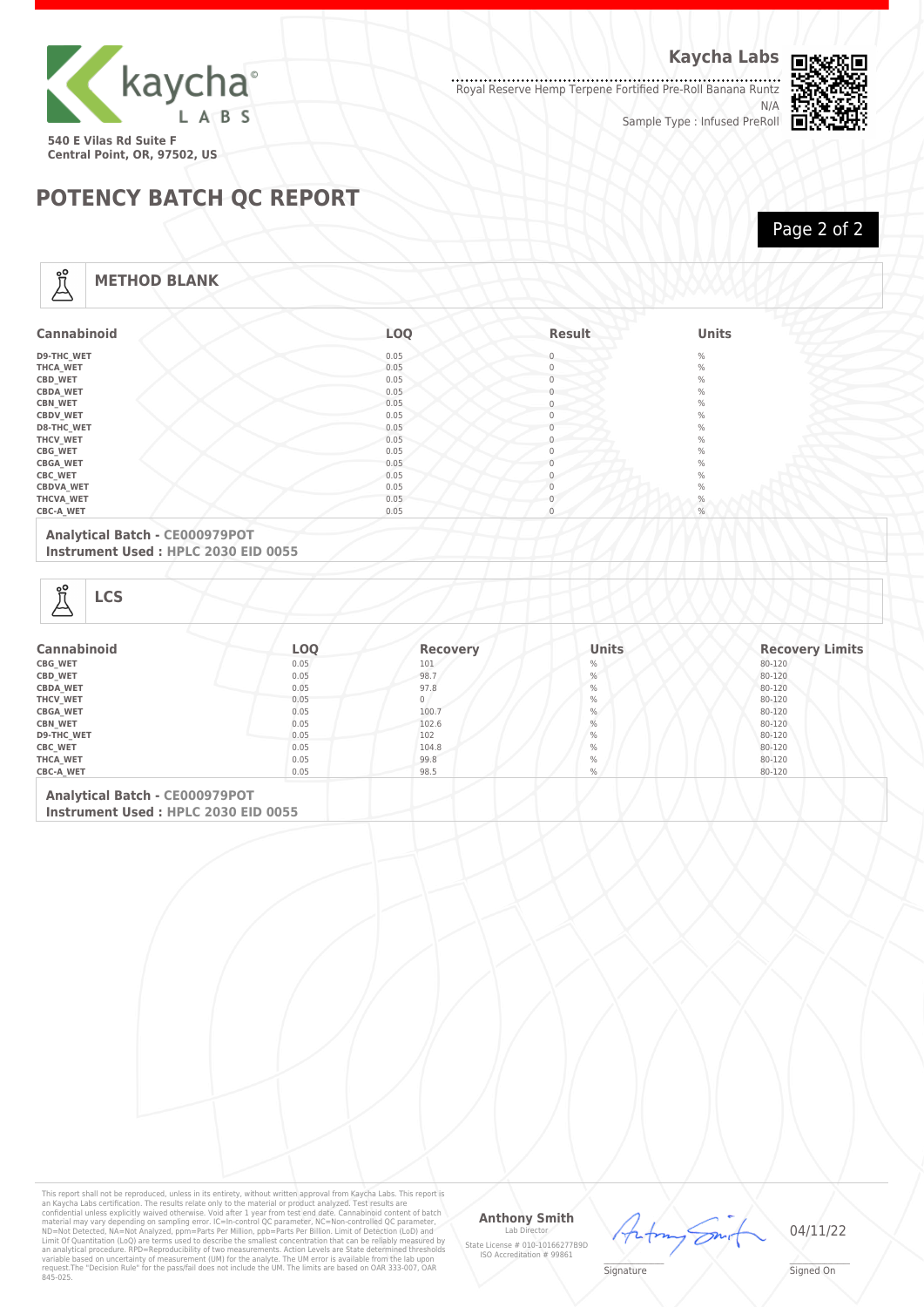Kaycha Labs

540 E Vilas Rd Suite F
Central Point, OR, 97502, US

**Kaycha Labs**

Royal Reserve Hemp Terpene Fortified Pre-Roll Banana Runtz
N/A
Sample Type : Infused PreRoll

# POTENCY BATCH QC REPORT

## METHOD BLANK

| Cannabinoid | LOQ | Result | Units |
|---|---|---|---|
| D9-THC_WET | 0.05 | 0 | % |
| THCA_WET | 0.05 | 0 | % |
| CBD_WET | 0.05 | 0 | % |
| CBDA_WET | 0.05 | 0 | % |
| CBN_WET | 0.05 | 0 | % |
| CBDV_WET | 0.05 | 0 | % |
| D8-THC_WET | 0.05 | 0 | % |
| THCV_WET | 0.05 | 0 | % |
| CBG_WET | 0.05 | 0 | % |
| CBGA_WET | 0.05 | 0 | % |
| CBC_WET | 0.05 | 0 | % |
| CBDVA_WET | 0.05 | 0 | % |
| THCVA_WET | 0.05 | 0 | % |
| CBC-A_WET | 0.05 | 0 | % |

**Analytical Batch -** CE000979POT
**Instrument Used :** HPLC 2030 EID 0055

## LCS

| Cannabinoid | LOQ | Recovery | Units | Recovery Limits |
|---|---|---|---|---|
| CBG_WET | 0.05 | 101 | % | 80-120 |
| CBD_WET | 0.05 | 98.7 | % | 80-120 |
| CBDA_WET | 0.05 | 97.8 | % | 80-120 |
| THCV_WET | 0.05 | 0 | % | 80-120 |
| CBGA_WET | 0.05 | 100.7 | % | 80-120 |
| CBN_WET | 0.05 | 102.6 | % | 80-120 |
| D9-THC_WET | 0.05 | 102 | % | 80-120 |
| CBC_WET | 0.05 | 104.8 | % | 80-120 |
| THCA_WET | 0.05 | 99.8 | % | 80-120 |
| CBC-A_WET | 0.05 | 98.5 | % | 80-120 |

**Analytical Batch -** CE000979POT
**Instrument Used :** HPLC 2030 EID 0055

This report shall not be reproduced, unless in its entirety, without written approval from Kaycha Labs. This report is an Kaycha Labs certification. The results relate only to the material or product analyzed. Test results are confidential unless explicitly waived otherwise. Void after 1 year from test end date. Cannabinoid content of batch material may vary depending on sampling error. IC=In-control QC parameter, NC=Non-controlled QC parameter, ND=Not Detected, NA=Not Analyzed, ppm=Parts Per Million, ppb=Parts Per Billion. Limit of Detection (LoD) and Limit Of Quantitation (LoQ) are terms used to describe the smallest concentration that can be reliably measured by an analytical procedure. RPD=Reproducibility of two measurements. Action Levels are State determined thresholds variable based on uncertainty of measurement (UM) for the analyte. The UM error is available from the lab upon request.The "Decision Rule" for the pass/fail does not include the UM. The limits are based on OAR 333-007, OAR 845-025.

**Anthony Smith**
Lab Director
State License # 010-10166277B9D
ISO Accreditation # 99861

Signature

04/11/22
Signed On